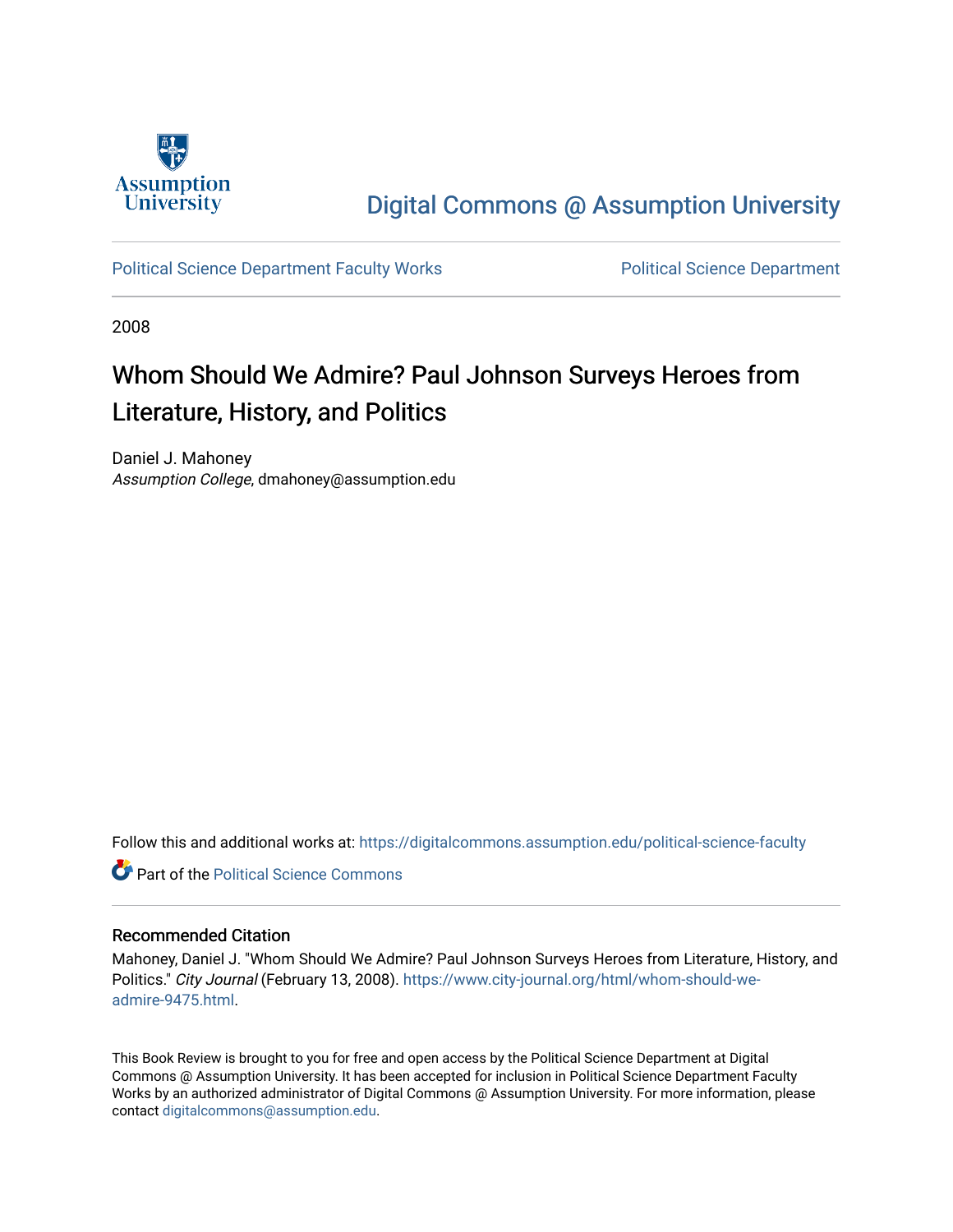Digital Commons @ Assumption University

Political Science Department Faculty Works

Political Science Department

2008

# Whom Should We Admire? Paul Johnson Surveys Heroes from Literature, History, and Politics

Daniel J. Mahoney
*Assumption College*, dmahoney@assumption.edu

Follow this and additional works at: https://digitalcommons.assumption.edu/political-science-faculty

Part of the Political Science Commons

## Recommended Citation

Mahoney, Daniel J. "Whom Should We Admire? Paul Johnson Surveys Heroes from Literature, History, and Politics." *City Journal* (February 13, 2008). https://www.city-journal.org/html/whom-should-we-admire-9475.html.

This Book Review is brought to you for free and open access by the Political Science Department at Digital Commons @ Assumption University. It has been accepted for inclusion in Political Science Department Faculty Works by an authorized administrator of Digital Commons @ Assumption University. For more information, please contact digitalcommons@assumption.edu.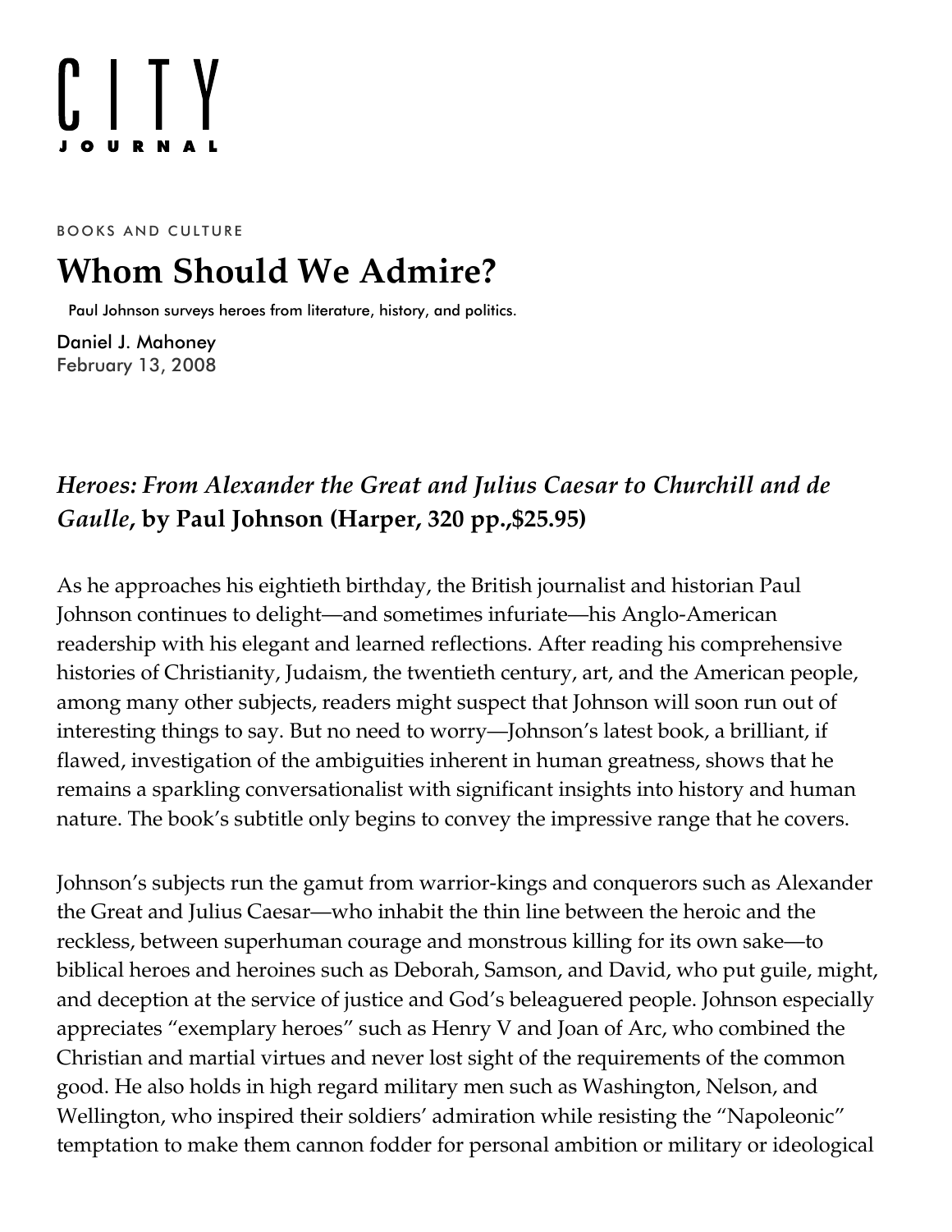BOOKS AND CULTURE

# Whom Should We Admire?

Paul Johnson surveys heroes from literature, history, and politics.

Daniel J. Mahoney
February 13, 2008

***Heroes: From Alexander the Great and Julius Caesar to Churchill and de Gaulle*, by Paul Johnson (Harper, 320 pp.,$25.95)**

As he approaches his eightieth birthday, the British journalist and historian Paul Johnson continues to delight—and sometimes infuriate—his Anglo-American readership with his elegant and learned reflections. After reading his comprehensive histories of Christianity, Judaism, the twentieth century, art, and the American people, among many other subjects, readers might suspect that Johnson will soon run out of interesting things to say. But no need to worry—Johnson's latest book, a brilliant, if flawed, investigation of the ambiguities inherent in human greatness, shows that he remains a sparkling conversationalist with significant insights into history and human nature. The book's subtitle only begins to convey the impressive range that he covers.

Johnson's subjects run the gamut from warrior-kings and conquerors such as Alexander the Great and Julius Caesar—who inhabit the thin line between the heroic and the reckless, between superhuman courage and monstrous killing for its own sake—to biblical heroes and heroines such as Deborah, Samson, and David, who put guile, might, and deception at the service of justice and God's beleaguered people. Johnson especially appreciates "exemplary heroes" such as Henry V and Joan of Arc, who combined the Christian and martial virtues and never lost sight of the requirements of the common good. He also holds in high regard military men such as Washington, Nelson, and Wellington, who inspired their soldiers' admiration while resisting the "Napoleonic" temptation to make them cannon fodder for personal ambition or military or ideological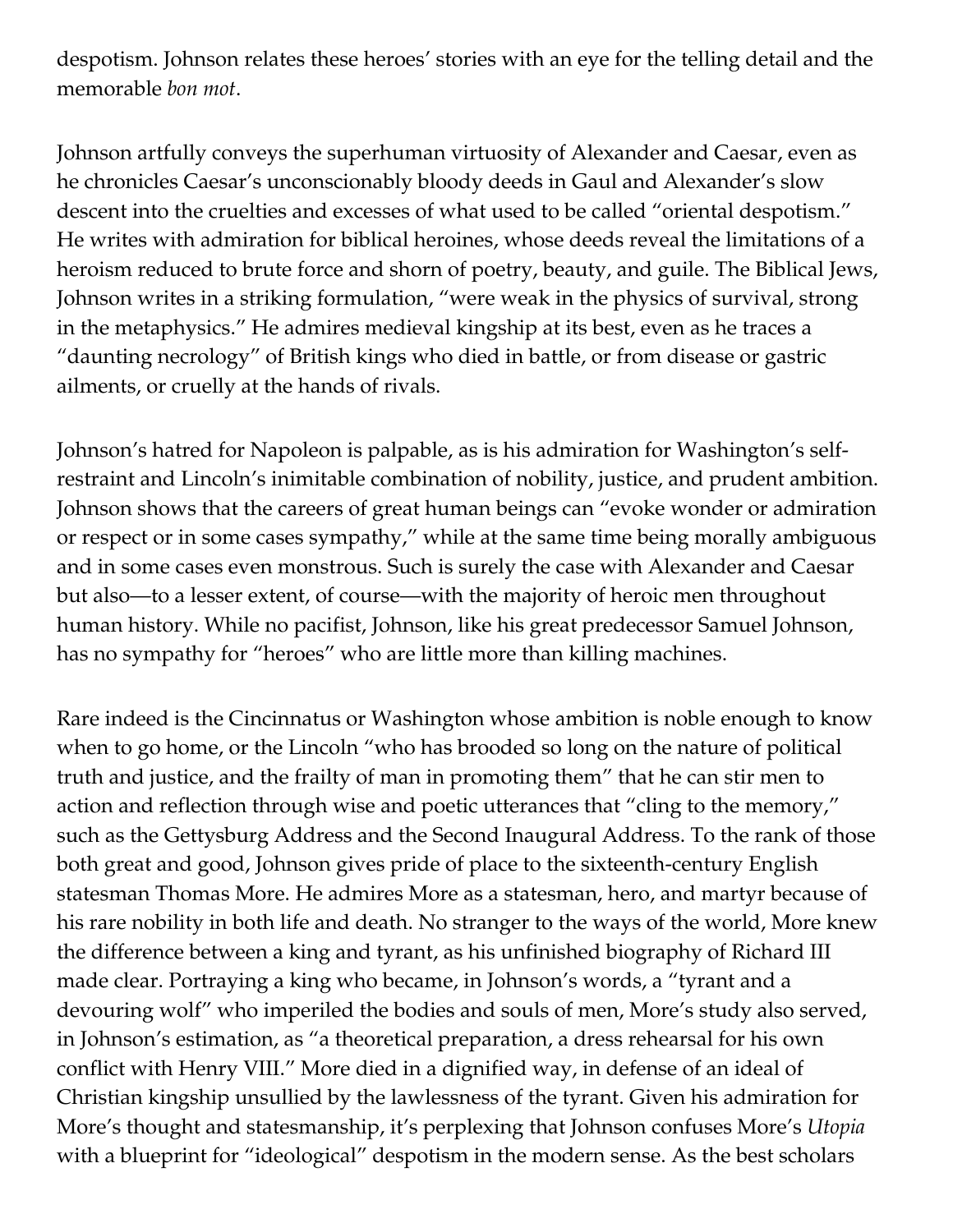despotism. Johnson relates these heroes' stories with an eye for the telling detail and the memorable *bon mot*.

Johnson artfully conveys the superhuman virtuosity of Alexander and Caesar, even as he chronicles Caesar's unconscionably bloody deeds in Gaul and Alexander's slow descent into the cruelties and excesses of what used to be called "oriental despotism." He writes with admiration for biblical heroines, whose deeds reveal the limitations of a heroism reduced to brute force and shorn of poetry, beauty, and guile. The Biblical Jews, Johnson writes in a striking formulation, "were weak in the physics of survival, strong in the metaphysics." He admires medieval kingship at its best, even as he traces a "daunting necrology" of British kings who died in battle, or from disease or gastric ailments, or cruelly at the hands of rivals.

Johnson's hatred for Napoleon is palpable, as is his admiration for Washington's self-restraint and Lincoln's inimitable combination of nobility, justice, and prudent ambition. Johnson shows that the careers of great human beings can "evoke wonder or admiration or respect or in some cases sympathy," while at the same time being morally ambiguous and in some cases even monstrous. Such is surely the case with Alexander and Caesar but also—to a lesser extent, of course—with the majority of heroic men throughout human history. While no pacifist, Johnson, like his great predecessor Samuel Johnson, has no sympathy for "heroes" who are little more than killing machines.

Rare indeed is the Cincinnatus or Washington whose ambition is noble enough to know when to go home, or the Lincoln "who has brooded so long on the nature of political truth and justice, and the frailty of man in promoting them" that he can stir men to action and reflection through wise and poetic utterances that "cling to the memory," such as the Gettysburg Address and the Second Inaugural Address. To the rank of those both great and good, Johnson gives pride of place to the sixteenth-century English statesman Thomas More. He admires More as a statesman, hero, and martyr because of his rare nobility in both life and death. No stranger to the ways of the world, More knew the difference between a king and tyrant, as his unfinished biography of Richard III made clear. Portraying a king who became, in Johnson's words, a "tyrant and a devouring wolf" who imperiled the bodies and souls of men, More's study also served, in Johnson's estimation, as "a theoretical preparation, a dress rehearsal for his own conflict with Henry VIII." More died in a dignified way, in defense of an ideal of Christian kingship unsullied by the lawlessness of the tyrant. Given his admiration for More's thought and statesmanship, it's perplexing that Johnson confuses More's *Utopia* with a blueprint for "ideological" despotism in the modern sense. As the best scholars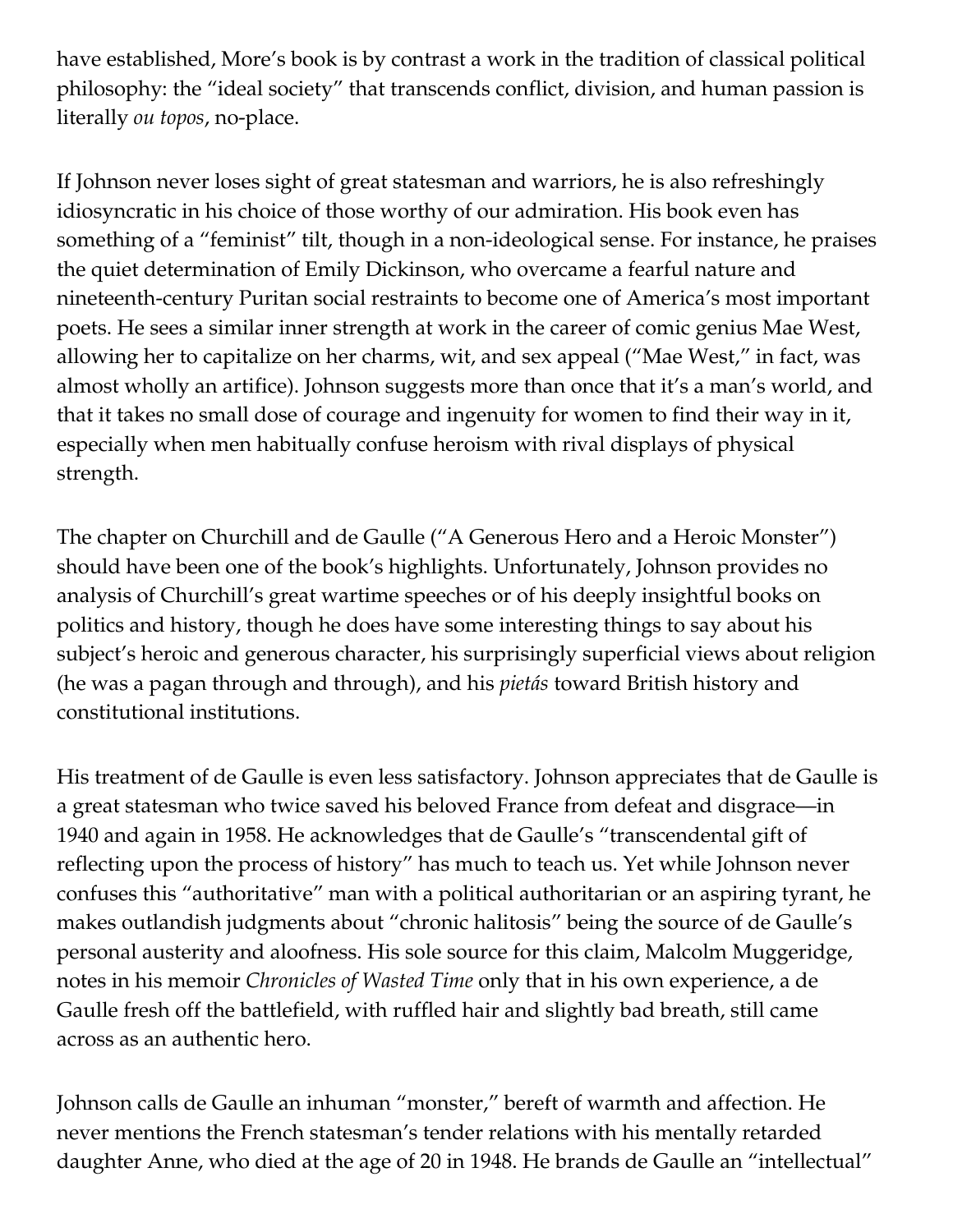have established, More's book is by contrast a work in the tradition of classical political philosophy: the "ideal society" that transcends conflict, division, and human passion is literally *ou topos*, no-place.

If Johnson never loses sight of great statesman and warriors, he is also refreshingly idiosyncratic in his choice of those worthy of our admiration. His book even has something of a "feminist" tilt, though in a non-ideological sense. For instance, he praises the quiet determination of Emily Dickinson, who overcame a fearful nature and nineteenth-century Puritan social restraints to become one of America's most important poets. He sees a similar inner strength at work in the career of comic genius Mae West, allowing her to capitalize on her charms, wit, and sex appeal ("Mae West," in fact, was almost wholly an artifice). Johnson suggests more than once that it's a man's world, and that it takes no small dose of courage and ingenuity for women to find their way in it, especially when men habitually confuse heroism with rival displays of physical strength.

The chapter on Churchill and de Gaulle ("A Generous Hero and a Heroic Monster") should have been one of the book's highlights. Unfortunately, Johnson provides no analysis of Churchill's great wartime speeches or of his deeply insightful books on politics and history, though he does have some interesting things to say about his subject's heroic and generous character, his surprisingly superficial views about religion (he was a pagan through and through), and his *pietás* toward British history and constitutional institutions.

His treatment of de Gaulle is even less satisfactory. Johnson appreciates that de Gaulle is a great statesman who twice saved his beloved France from defeat and disgrace—in 1940 and again in 1958. He acknowledges that de Gaulle's "transcendental gift of reflecting upon the process of history" has much to teach us. Yet while Johnson never confuses this "authoritative" man with a political authoritarian or an aspiring tyrant, he makes outlandish judgments about "chronic halitosis" being the source of de Gaulle's personal austerity and aloofness. His sole source for this claim, Malcolm Muggeridge, notes in his memoir *Chronicles of Wasted Time* only that in his own experience, a de Gaulle fresh off the battlefield, with ruffled hair and slightly bad breath, still came across as an authentic hero.

Johnson calls de Gaulle an inhuman "monster," bereft of warmth and affection. He never mentions the French statesman's tender relations with his mentally retarded daughter Anne, who died at the age of 20 in 1948. He brands de Gaulle an "intellectual"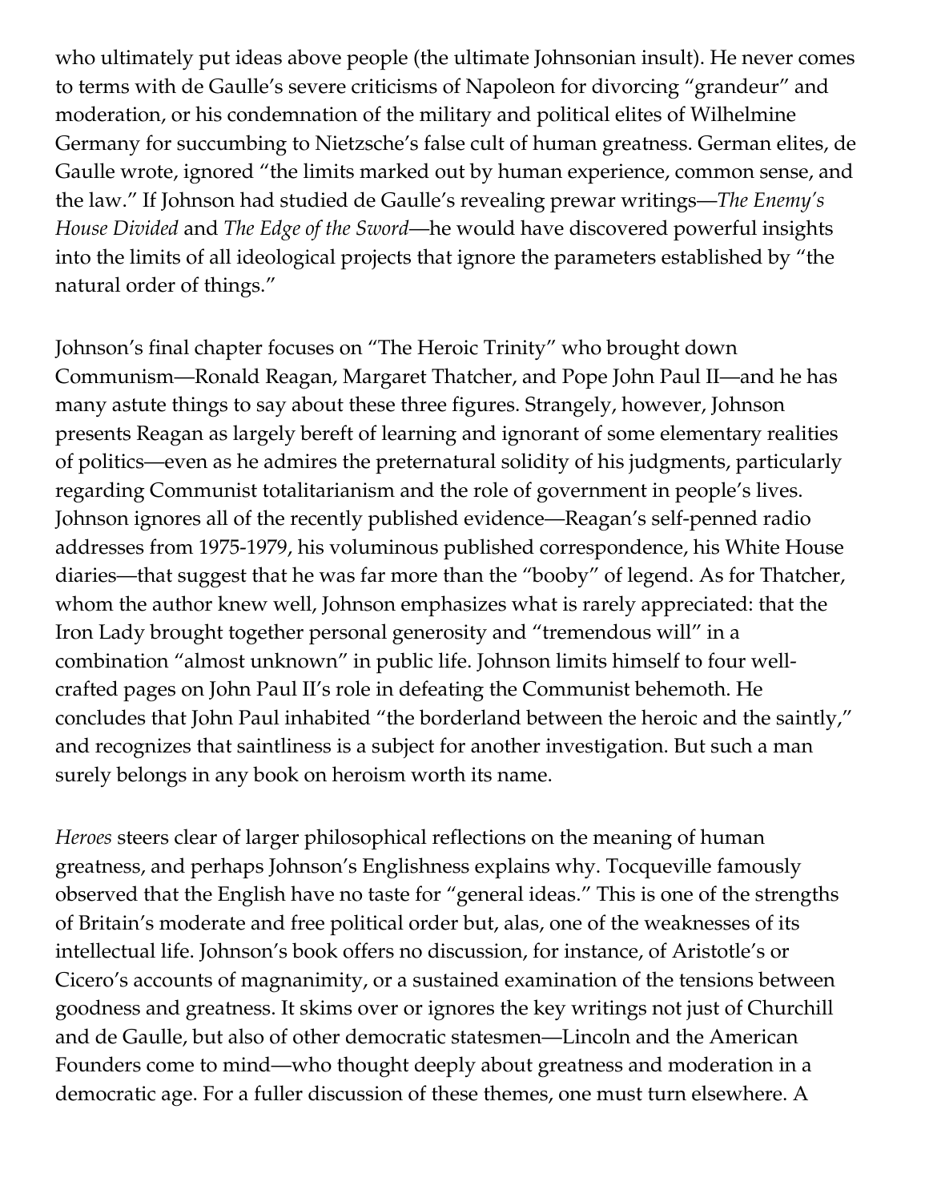who ultimately put ideas above people (the ultimate Johnsonian insult). He never comes to terms with de Gaulle's severe criticisms of Napoleon for divorcing "grandeur" and moderation, or his condemnation of the military and political elites of Wilhelmine Germany for succumbing to Nietzsche's false cult of human greatness. German elites, de Gaulle wrote, ignored "the limits marked out by human experience, common sense, and the law." If Johnson had studied de Gaulle's revealing prewar writings—*The Enemy's House Divided* and *The Edge of the Sword*—he would have discovered powerful insights into the limits of all ideological projects that ignore the parameters established by "the natural order of things."

Johnson's final chapter focuses on "The Heroic Trinity" who brought down Communism—Ronald Reagan, Margaret Thatcher, and Pope John Paul II—and he has many astute things to say about these three figures. Strangely, however, Johnson presents Reagan as largely bereft of learning and ignorant of some elementary realities of politics—even as he admires the preternatural solidity of his judgments, particularly regarding Communist totalitarianism and the role of government in people's lives. Johnson ignores all of the recently published evidence—Reagan's self-penned radio addresses from 1975-1979, his voluminous published correspondence, his White House diaries—that suggest that he was far more than the "booby" of legend. As for Thatcher, whom the author knew well, Johnson emphasizes what is rarely appreciated: that the Iron Lady brought together personal generosity and "tremendous will" in a combination "almost unknown" in public life. Johnson limits himself to four well-crafted pages on John Paul II's role in defeating the Communist behemoth. He concludes that John Paul inhabited "the borderland between the heroic and the saintly," and recognizes that saintliness is a subject for another investigation. But such a man surely belongs in any book on heroism worth its name.

*Heroes* steers clear of larger philosophical reflections on the meaning of human greatness, and perhaps Johnson's Englishness explains why. Tocqueville famously observed that the English have no taste for "general ideas." This is one of the strengths of Britain's moderate and free political order but, alas, one of the weaknesses of its intellectual life. Johnson's book offers no discussion, for instance, of Aristotle's or Cicero's accounts of magnanimity, or a sustained examination of the tensions between goodness and greatness. It skims over or ignores the key writings not just of Churchill and de Gaulle, but also of other democratic statesmen—Lincoln and the American Founders come to mind—who thought deeply about greatness and moderation in a democratic age. For a fuller discussion of these themes, one must turn elsewhere. A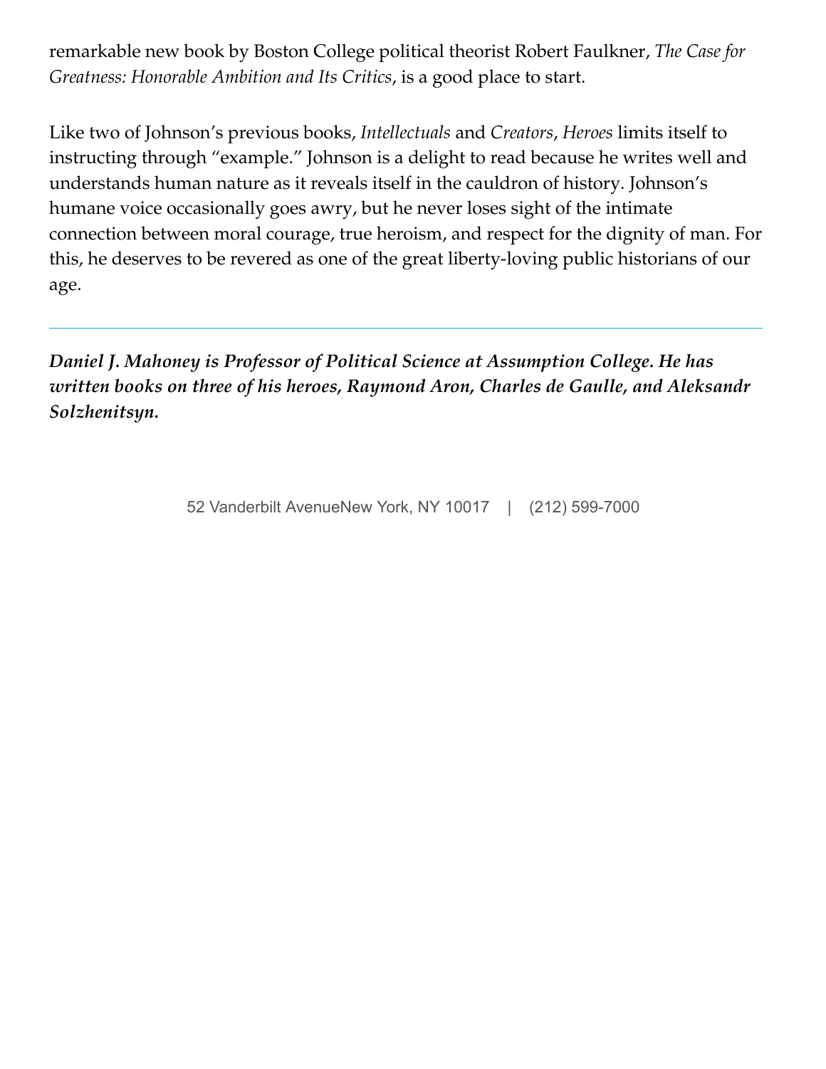remarkable new book by Boston College political theorist Robert Faulkner, *The Case for Greatness: Honorable Ambition and Its Critics*, is a good place to start.

Like two of Johnson's previous books, *Intellectuals* and *Creators*, *Heroes* limits itself to instructing through "example." Johnson is a delight to read because he writes well and understands human nature as it reveals itself in the cauldron of history. Johnson's humane voice occasionally goes awry, but he never loses sight of the intimate connection between moral courage, true heroism, and respect for the dignity of man. For this, he deserves to be revered as one of the great liberty-loving public historians of our age.

---

***Daniel J. Mahoney is Professor of Political Science at Assumption College. He has written books on three of his heroes, Raymond Aron, Charles de Gaulle, and Aleksandr Solzhenitsyn.***

52 Vanderbilt AvenueNew York, NY 10017 | (212) 599-7000